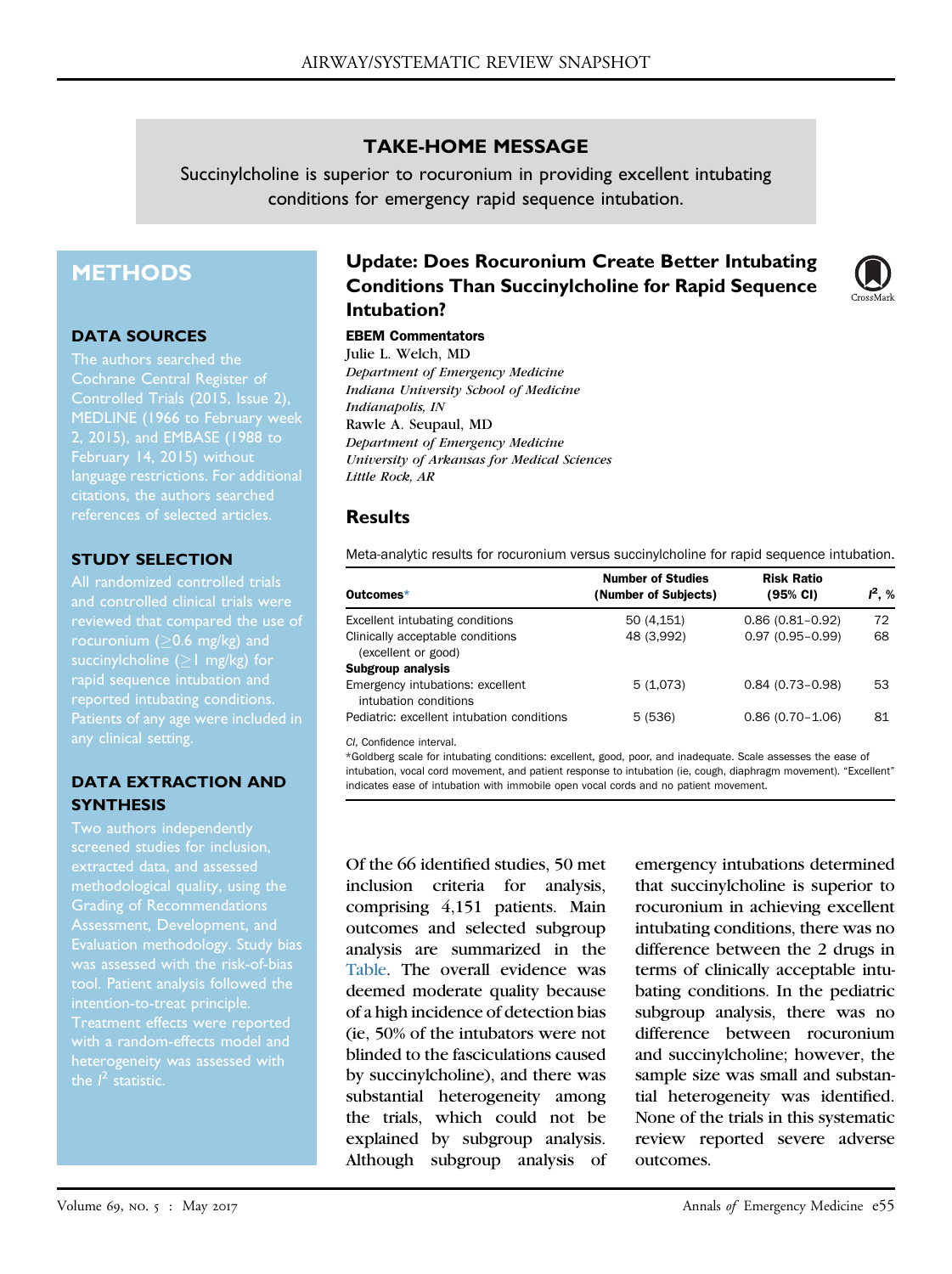## TAKE-HOME MESSAGE

Succinylcholine is superior to rocuronium in providing excellent intubating conditions for emergency rapid sequence intubation.

# Update: Does Rocuronium Create Better Intubating Conditions Than Succinylcholine for Rapid Sequence Intubation?

**EBEM Commentators**

Julie L. Welch, MD
*Department of Emergency Medicine*
*Indiana University School of Medicine*
*Indianapolis, IN*

Rawle A. Seupaul, MD
*Department of Emergency Medicine*
*University of Arkansas for Medical Sciences*
*Little Rock, AR*

## METHODS

### DATA SOURCES

The authors searched the Cochrane Central Register of Controlled Trials (2015, Issue 2), MEDLINE (1966 to February week 2, 2015), and EMBASE (1988 to February 14, 2015) without language restrictions. For additional citations, the authors searched references of selected articles.

### STUDY SELECTION

All randomized controlled trials and controlled clinical trials were reviewed that compared the use of rocuronium (≥0.6 mg/kg) and succinylcholine (≥1 mg/kg) for rapid sequence intubation and reported intubating conditions. Patients of any age were included in any clinical setting.

### DATA EXTRACTION AND SYNTHESIS

Two authors independently screened studies for inclusion, extracted data, and assessed methodological quality, using the Grading of Recommendations Assessment, Development, and Evaluation methodology. Study bias was assessed with the risk-of-bias tool. Patient analysis followed the intention-to-treat principle. Treatment effects were reported with a random-effects model and heterogeneity was assessed with the $I^2$ statistic.

## Results

Meta-analytic results for rocuronium versus succinylcholine for rapid sequence intubation.

| Outcomes* | Number of Studies (Number of Subjects) | Risk Ratio (95% CI) | $I^2$, % |
|---|---|---|---|
| Excellent intubating conditions | 50 (4,151) | 0.86 (0.81–0.92) | 72 |
| Clinically acceptable conditions (excellent or good) | 48 (3,992) | 0.97 (0.95–0.99) | 68 |
| **Subgroup analysis** | | | |
| Emergency intubations: excellent intubation conditions | 5 (1,073) | 0.84 (0.73–0.98) | 53 |
| Pediatric: excellent intubation conditions | 5 (536) | 0.86 (0.70–1.06) | 81 |

*CI*, Confidence interval.

*Goldberg scale for intubating conditions: excellent, good, poor, and inadequate. Scale assesses the ease of intubation, vocal cord movement, and patient response to intubation (ie, cough, diaphragm movement). "Excellent" indicates ease of intubation with immobile open vocal cords and no patient movement.

Of the 66 identified studies, 50 met inclusion criteria for analysis, comprising 4,151 patients. Main outcomes and selected subgroup analysis are summarized in the Table. The overall evidence was deemed moderate quality because of a high incidence of detection bias (ie, 50% of the intubators were not blinded to the fasciculations caused by succinylcholine), and there was substantial heterogeneity among the trials, which could not be explained by subgroup analysis. Although subgroup analysis of emergency intubations determined that succinylcholine is superior to rocuronium in achieving excellent intubating conditions, there was no difference between the 2 drugs in terms of clinically acceptable intubating conditions. In the pediatric subgroup analysis, there was no difference between rocuronium and succinylcholine; however, the sample size was small and substantial heterogeneity was identified. None of the trials in this systematic review reported severe adverse outcomes.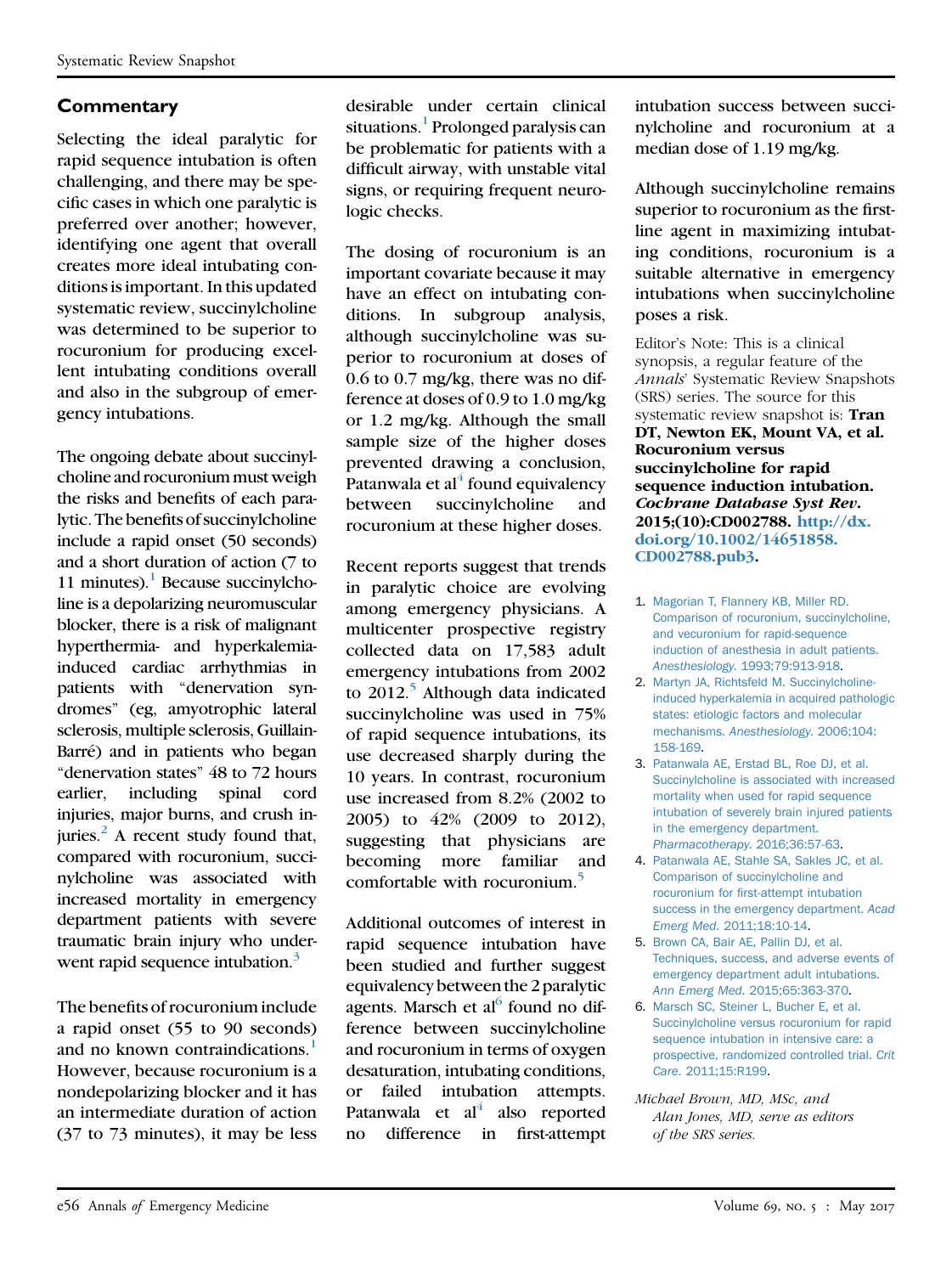## Commentary

Selecting the ideal paralytic for rapid sequence intubation is often challenging, and there may be specific cases in which one paralytic is preferred over another; however, identifying one agent that overall creates more ideal intubating conditions is important. In this updated systematic review, succinylcholine was determined to be superior to rocuronium for producing excellent intubating conditions overall and also in the subgroup of emergency intubations.

The ongoing debate about succinylcholine and rocuronium must weigh the risks and benefits of each paralytic. The benefits of succinylcholine include a rapid onset (50 seconds) and a short duration of action (7 to 11 minutes).[1] Because succinylcholine is a depolarizing neuromuscular blocker, there is a risk of malignant hyperthermia- and hyperkalemia-induced cardiac arrhythmias in patients with "denervation syndromes" (eg, amyotrophic lateral sclerosis, multiple sclerosis, Guillain-Barré) and in patients who began "denervation states" 48 to 72 hours earlier, including spinal cord injuries, major burns, and crush injuries.[2] A recent study found that, compared with rocuronium, succinylcholine was associated with increased mortality in emergency department patients with severe traumatic brain injury who underwent rapid sequence intubation.[3]

The benefits of rocuronium include a rapid onset (55 to 90 seconds) and no known contraindications.[1] However, because rocuronium is a nondepolarizing blocker and it has an intermediate duration of action (37 to 73 minutes), it may be less desirable under certain clinical situations.[1] Prolonged paralysis can be problematic for patients with a difficult airway, with unstable vital signs, or requiring frequent neurologic checks.

The dosing of rocuronium is an important covariate because it may have an effect on intubating conditions. In subgroup analysis, although succinylcholine was superior to rocuronium at doses of 0.6 to 0.7 mg/kg, there was no difference at doses of 0.9 to 1.0 mg/kg or 1.2 mg/kg. Although the small sample size of the higher doses prevented drawing a conclusion, Patanwala et al[4] found equivalency between succinylcholine and rocuronium at these higher doses.

Recent reports suggest that trends in paralytic choice are evolving among emergency physicians. A multicenter prospective registry collected data on 17,583 adult emergency intubations from 2002 to 2012.[5] Although data indicated succinylcholine was used in 75% of rapid sequence intubations, its use decreased sharply during the 10 years. In contrast, rocuronium use increased from 8.2% (2002 to 2005) to 42% (2009 to 2012), suggesting that physicians are becoming more familiar and comfortable with rocuronium.[5]

Additional outcomes of interest in rapid sequence intubation have been studied and further suggest equivalency between the 2 paralytic agents. Marsch et al[6] found no difference between succinylcholine and rocuronium in terms of oxygen desaturation, intubating conditions, or failed intubation attempts. Patanwala et al[4] also reported no difference in first-attempt intubation success between succinylcholine and rocuronium at a median dose of 1.19 mg/kg.

Although succinylcholine remains superior to rocuronium as the first-line agent in maximizing intubating conditions, rocuronium is a suitable alternative in emergency intubations when succinylcholine poses a risk.

Editor's Note: This is a clinical synopsis, a regular feature of the *Annals'* Systematic Review Snapshots (SRS) series. The source for this systematic review snapshot is: **Tran DT, Newton EK, Mount VA, et al. Rocuronium versus succinylcholine for rapid sequence induction intubation. *Cochrane Database Syst Rev.* 2015;(10):CD002788. http://dx.doi.org/10.1002/14651858.CD002788.pub3.**

1. Magorian T, Flannery KB, Miller RD. Comparison of rocuronium, succinylcholine, and vecuronium for rapid-sequence induction of anesthesia in adult patients. *Anesthesiology.* 1993;79:913-918.
2. Martyn JA, Richtsfeld M. Succinylcholine-induced hyperkalemia in acquired pathologic states: etiologic factors and molecular mechanisms. *Anesthesiology.* 2006;104:158-169.
3. Patanwala AE, Erstad BL, Roe DJ, et al. Succinylcholine is associated with increased mortality when used for rapid sequence intubation of severely brain injured patients in the emergency department. *Pharmacotherapy.* 2016;36:57-63.
4. Patanwala AE, Stahle SA, Sakles JC, et al. Comparison of succinylcholine and rocuronium for first-attempt intubation success in the emergency department. *Acad Emerg Med.* 2011;18:10-14.
5. Brown CA, Bair AE, Pallin DJ, et al. Techniques, success, and adverse events of emergency department adult intubations. *Ann Emerg Med.* 2015;65:363-370.
6. Marsch SC, Steiner L, Bucher E, et al. Succinylcholine versus rocuronium for rapid sequence intubation in intensive care: a prospective, randomized controlled trial. *Crit Care.* 2011;15:R199.

*Michael Brown, MD, MSc, and Alan Jones, MD, serve as editors of the SRS series.*